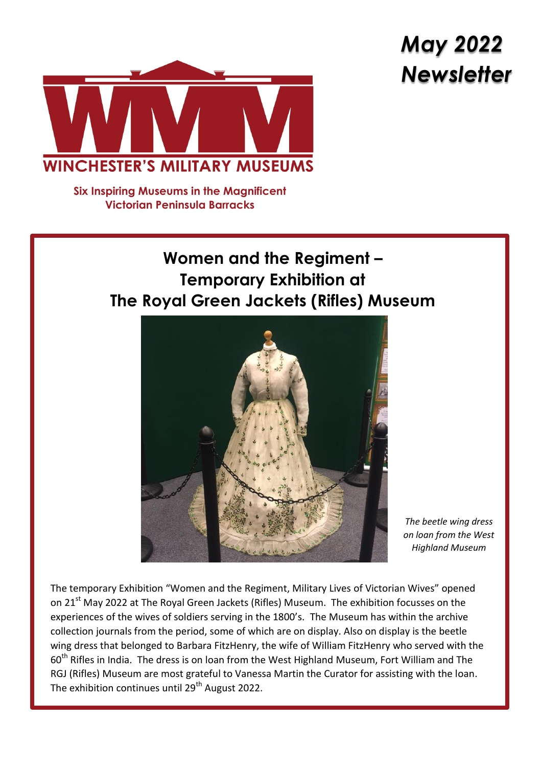# May 2022 Newsletter

WINCHESTER'S MILITARY MUSEUMS

**Six Inspiring Museums in the Magnificent Victorian Peninsula Barracks**

## Women and the Regiment – Temporary Exhibition at The Royal Green Jackets (Rifles) Museum

*The beetle wing dress on loan from the West Highland Museum*

The temporary Exhibition "Women and the Regiment, Military Lives of Victorian Wives" opened on 21st May 2022 at The Royal Green Jackets (Rifles) Museum. The exhibition focusses on the experiences of the wives of soldiers serving in the 1800's. The Museum has within the archive collection journals from the period, some of which are on display. Also on display is the beetle wing dress that belonged to Barbara FitzHenry, the wife of William FitzHenry who served with the 60th Rifles in India. The dress is on loan from the West Highland Museum, Fort William and The RGJ (Rifles) Museum are most grateful to Vanessa Martin the Curator for assisting with the loan. The exhibition continues until 29th August 2022.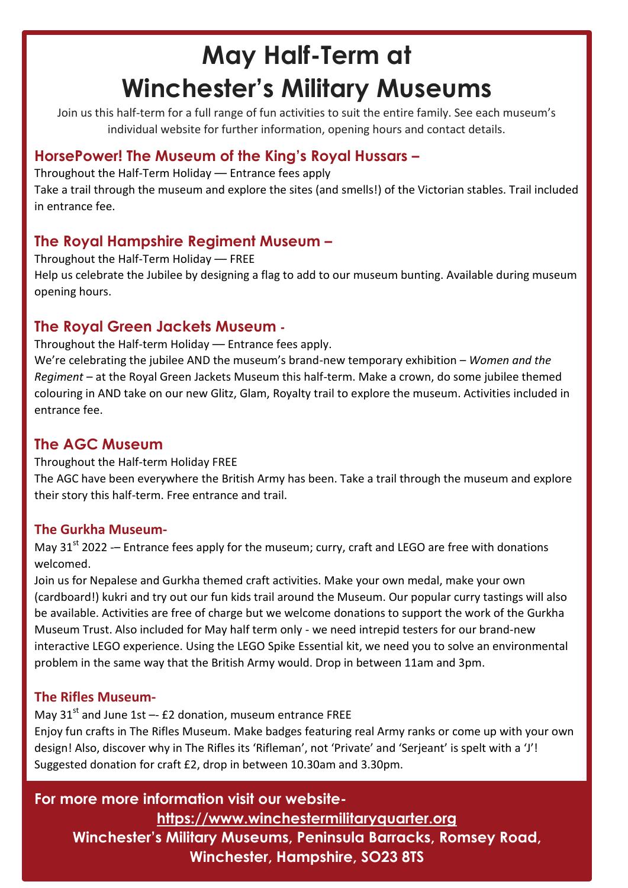# May Half-Term at Winchester's Military Museums

Join us this half-term for a full range of fun activities to suit the entire family. See each museum's individual website for further information, opening hours and contact details.

## HorsePower! The Museum of the King's Royal Hussars –

Throughout the Half-Term Holiday –– Entrance fees apply

Take a trail through the museum and explore the sites (and smells!) of the Victorian stables. Trail included in entrance fee.

## The Royal Hampshire Regiment Museum –

Throughout the Half-Term Holiday –– FREE

Help us celebrate the Jubilee by designing a flag to add to our museum bunting. Available during museum opening hours.

## The Royal Green Jackets Museum -

Throughout the Half-term Holiday –– Entrance fees apply.

We're celebrating the jubilee AND the museum's brand-new temporary exhibition – *Women and the Regiment* – at the Royal Green Jackets Museum this half-term. Make a crown, do some jubilee themed colouring in AND take on our new Glitz, Glam, Royalty trail to explore the museum. Activities included in entrance fee.

## The AGC Museum

Throughout the Half-term Holiday FREE

The AGC have been everywhere the British Army has been. Take a trail through the museum and explore their story this half-term. Free entrance and trail.

### The Gurkha Museum-

May 31st 2022 -– Entrance fees apply for the museum; curry, craft and LEGO are free with donations welcomed.

Join us for Nepalese and Gurkha themed craft activities. Make your own medal, make your own (cardboard!) kukri and try out our fun kids trail around the Museum. Our popular curry tastings will also be available. Activities are free of charge but we welcome donations to support the work of the Gurkha Museum Trust. Also included for May half term only - we need intrepid testers for our brand-new interactive LEGO experience. Using the LEGO Spike Essential kit, we need you to solve an environmental problem in the same way that the British Army would. Drop in between 11am and 3pm.

### The Rifles Museum-

May 31st and June 1st –- £2 donation, museum entrance FREE

Enjoy fun crafts in The Rifles Museum. Make badges featuring real Army ranks or come up with your own design! Also, discover why in The Rifles its 'Rifleman', not 'Private' and 'Serjeant' is spelt with a 'J'! Suggested donation for craft £2, drop in between 10.30am and 3.30pm.

**For more more information visit our website-**

**https://www.winchestermilitaryquarter.org**

**Winchester's Military Museums, Peninsula Barracks, Romsey Road, Winchester, Hampshire, SO23 8TS**